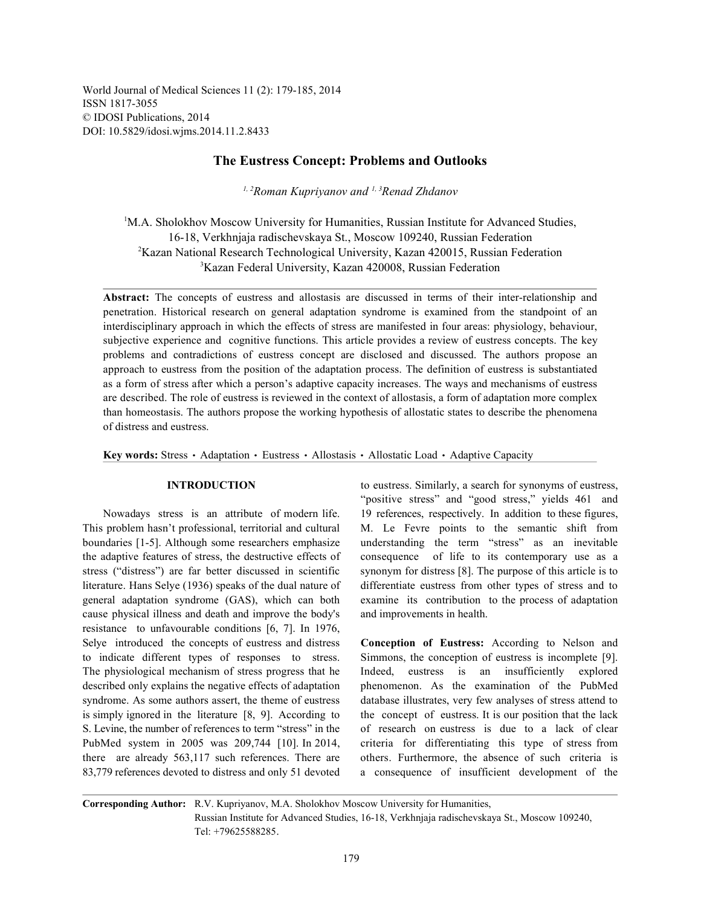World Journal of Medical Sciences 11 (2): 179-185, 2014
ISSN 1817-3055
© IDOSI Publications, 2014
DOI: 10.5829/idosi.wjms.2014.11.2.8433

# The Eustress Concept: Problems and Outlooks

[1,2]*Roman Kupriyanov* and [1,3]*Renad Zhdanov*

[1]M.A. Sholokhov Moscow University for Humanities, Russian Institute for Advanced Studies, 16-18, Verkhnjaja radischevskaya St., Moscow 109240, Russian Federation
[2]Kazan National Research Technological University, Kazan 420015, Russian Federation
[3]Kazan Federal University, Kazan 420008, Russian Federation

**Abstract:** The concepts of eustress and allostasis are discussed in terms of their inter-relationship and penetration. Historical research on general adaptation syndrome is examined from the standpoint of an interdisciplinary approach in which the effects of stress are manifested in four areas: physiology, behaviour, subjective experience and cognitive functions. This article provides a review of eustress concepts. The key problems and contradictions of eustress concept are disclosed and discussed. The authors propose an approach to eustress from the position of the adaptation process. The definition of eustress is substantiated as a form of stress after which a person's adaptive capacity increases. The ways and mechanisms of eustress are described. The role of eustress is reviewed in the context of allostasis, a form of adaptation more complex than homeostasis. The authors propose the working hypothesis of allostatic states to describe the phenomena of distress and eustress.

**Key words:** Stress · Adaptation · Eustress · Allostasis · Allostatic Load · Adaptive Capacity

## INTRODUCTION

Nowadays stress is an attribute of modern life. This problem hasn't professional, territorial and cultural boundaries [1-5]. Although some researchers emphasize the adaptive features of stress, the destructive effects of stress ("distress") are far better discussed in scientific literature. Hans Selye (1936) speaks of the dual nature of general adaptation syndrome (GAS), which can both cause physical illness and death and improve the body's resistance to unfavourable conditions [6, 7]. In 1976, Selye introduced the concepts of eustress and distress to indicate different types of responses to stress. The physiological mechanism of stress progress that he described only explains the negative effects of adaptation syndrome. As some authors assert, the theme of eustress is simply ignored in the literature [8, 9]. According to S. Levine, the number of references to term "stress" in the PubMed system in 2005 was 209,744 [10]. In 2014, there are already 563,117 such references. There are 83,779 references devoted to distress and only 51 devoted to eustress. Similarly, a search for synonyms of eustress, "positive stress" and "good stress," yields 461 and 19 references, respectively. In addition to these figures, M. Le Fevre points to the semantic shift from understanding the term "stress" as an inevitable consequence of life to its contemporary use as a synonym for distress [8]. The purpose of this article is to differentiate eustress from other types of stress and to examine its contribution to the process of adaptation and improvements in health.

**Conception of Eustress:** According to Nelson and Simmons, the conception of eustress is incomplete [9]. Indeed, eustress is an insufficiently explored phenomenon. As the examination of the PubMed database illustrates, very few analyses of stress attend to the concept of eustress. It is our position that the lack of research on eustress is due to a lack of clear criteria for differentiating this type of stress from others. Furthermore, the absence of such criteria is a consequence of insufficient development of the

**Corresponding Author:** R.V. Kupriyanov, M.A. Sholokhov Moscow University for Humanities, Russian Institute for Advanced Studies, 16-18, Verkhnjaja radischevskaya St., Moscow 109240, Tel: +79625588285.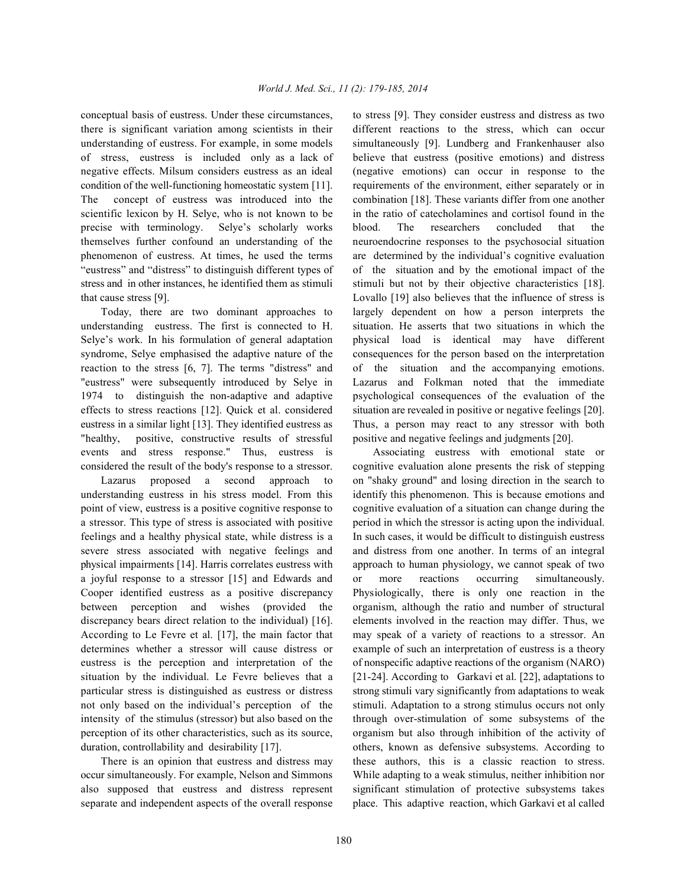conceptual basis of eustress. Under these circumstances, there is significant variation among scientists in their understanding of eustress. For example, in some models of stress, eustress is included only as a lack of negative effects. Milsum considers eustress as an ideal condition of the well-functioning homeostatic system [11]. The concept of eustress was introduced into the scientific lexicon by H. Selye, who is not known to be precise with terminology. Selye's scholarly works themselves further confound an understanding of the phenomenon of eustress. At times, he used the terms "eustress" and "distress" to distinguish different types of stress and in other instances, he identified them as stimuli that cause stress [9].

Today, there are two dominant approaches to understanding eustress. The first is connected to H. Selye's work. In his formulation of general adaptation syndrome, Selye emphasised the adaptive nature of the reaction to the stress [6, 7]. The terms "distress" and "eustress" were subsequently introduced by Selye in 1974 to distinguish the non-adaptive and adaptive effects to stress reactions [12]. Quick et al. considered eustress in a similar light [13]. They identified eustress as "healthy, positive, constructive results of stressful events and stress response." Thus, eustress is considered the result of the body's response to a stressor.

Lazarus proposed a second approach to understanding eustress in his stress model. From this point of view, eustress is a positive cognitive response to a stressor. This type of stress is associated with positive feelings and a healthy physical state, while distress is a severe stress associated with negative feelings and physical impairments [14]. Harris correlates eustress with a joyful response to a stressor [15] and Edwards and Cooper identified eustress as a positive discrepancy between perception and wishes (provided the discrepancy bears direct relation to the individual) [16]. According to Le Fevre et al. [17], the main factor that determines whether a stressor will cause distress or eustress is the perception and interpretation of the situation by the individual. Le Fevre believes that a particular stress is distinguished as eustress or distress not only based on the individual's perception of the intensity of the stimulus (stressor) but also based on the perception of its other characteristics, such as its source, duration, controllability and desirability [17].

There is an opinion that eustress and distress may occur simultaneously. For example, Nelson and Simmons also supposed that eustress and distress represent separate and independent aspects of the overall response to stress [9]. They consider eustress and distress as two different reactions to the stress, which can occur simultaneously [9]. Lundberg and Frankenhauser also believe that eustress (positive emotions) and distress (negative emotions) can occur in response to the requirements of the environment, either separately or in combination [18]. These variants differ from one another in the ratio of catecholamines and cortisol found in the blood. The researchers concluded that the neuroendocrine responses to the psychosocial situation are determined by the individual's cognitive evaluation of the situation and by the emotional impact of the stimuli but not by their objective characteristics [18]. Lovallo [19] also believes that the influence of stress is largely dependent on how a person interprets the situation. He asserts that two situations in which the physical load is identical may have different consequences for the person based on the interpretation of the situation and the accompanying emotions. Lazarus and Folkman noted that the immediate psychological consequences of the evaluation of the situation are revealed in positive or negative feelings [20]. Thus, a person may react to any stressor with both positive and negative feelings and judgments [20].

Associating eustress with emotional state or cognitive evaluation alone presents the risk of stepping on "shaky ground" and losing direction in the search to identify this phenomenon. This is because emotions and cognitive evaluation of a situation can change during the period in which the stressor is acting upon the individual. In such cases, it would be difficult to distinguish eustress and distress from one another. In terms of an integral approach to human physiology, we cannot speak of two or more reactions occurring simultaneously. Physiologically, there is only one reaction in the organism, although the ratio and number of structural elements involved in the reaction may differ. Thus, we may speak of a variety of reactions to a stressor. An example of such an interpretation of eustress is a theory of nonspecific adaptive reactions of the organism (NARO) [21-24]. According to Garkavi et al. [22], adaptations to strong stimuli vary significantly from adaptations to weak stimuli. Adaptation to a strong stimulus occurs not only through over-stimulation of some subsystems of the organism but also through inhibition of the activity of others, known as defensive subsystems. According to these authors, this is a classic reaction to stress. While adapting to a weak stimulus, neither inhibition nor significant stimulation of protective subsystems takes place. This adaptive reaction, which Garkavi et al called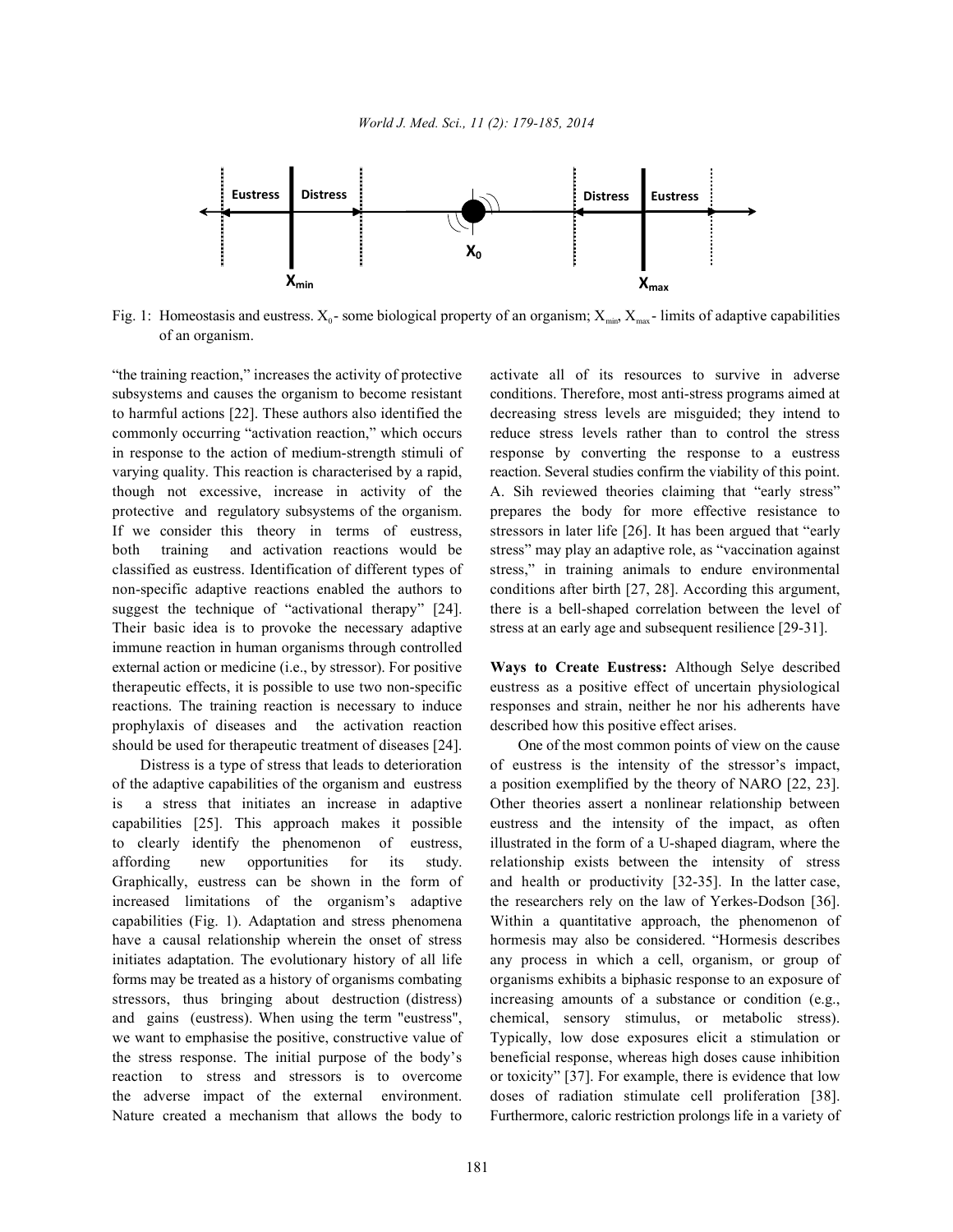Fig. 1: Homeostasis and eustress. $X_0$ - some biological property of an organism; $X_{min}$, $X_{max}$ - limits of adaptive capabilities of an organism.

"the training reaction," increases the activity of protective subsystems and causes the organism to become resistant to harmful actions [22]. These authors also identified the commonly occurring "activation reaction," which occurs in response to the action of medium-strength stimuli of varying quality. This reaction is characterised by a rapid, though not excessive, increase in activity of the protective and regulatory subsystems of the organism. If we consider this theory in terms of eustress, both training and activation reactions would be classified as eustress. Identification of different types of non-specific adaptive reactions enabled the authors to suggest the technique of "activational therapy" [24]. Their basic idea is to provoke the necessary adaptive immune reaction in human organisms through controlled external action or medicine (i.e., by stressor). For positive therapeutic effects, it is possible to use two non-specific reactions. The training reaction is necessary to induce prophylaxis of diseases and the activation reaction should be used for therapeutic treatment of diseases [24].

Distress is a type of stress that leads to deterioration of the adaptive capabilities of the organism and eustress is a stress that initiates an increase in adaptive capabilities [25]. This approach makes it possible to clearly identify the phenomenon of eustress, affording new opportunities for its study. Graphically, eustress can be shown in the form of increased limitations of the organism's adaptive capabilities (Fig. 1). Adaptation and stress phenomena have a causal relationship wherein the onset of stress initiates adaptation. The evolutionary history of all life forms may be treated as a history of organisms combating stressors, thus bringing about destruction (distress) and gains (eustress). When using the term "eustress", we want to emphasise the positive, constructive value of the stress response. The initial purpose of the body's reaction to stress and stressors is to overcome the adverse impact of the external environment. Nature created a mechanism that allows the body to activate all of its resources to survive in adverse conditions. Therefore, most anti-stress programs aimed at decreasing stress levels are misguided; they intend to reduce stress levels rather than to control the stress response by converting the response to a eustress reaction. Several studies confirm the viability of this point. A. Sih reviewed theories claiming that "early stress" prepares the body for more effective resistance to stressors in later life [26]. It has been argued that "early stress" may play an adaptive role, as "vaccination against stress," in training animals to endure environmental conditions after birth [27, 28]. According this argument, there is a bell-shaped correlation between the level of stress at an early age and subsequent resilience [29-31].

**Ways to Create Eustress:** Although Selye described eustress as a positive effect of uncertain physiological responses and strain, neither he nor his adherents have described how this positive effect arises.

One of the most common points of view on the cause of eustress is the intensity of the stressor's impact, a position exemplified by the theory of NARO [22, 23]. Other theories assert a nonlinear relationship between eustress and the intensity of the impact, as often illustrated in the form of a U-shaped diagram, where the relationship exists between the intensity of stress and health or productivity [32-35]. In the latter case, the researchers rely on the law of Yerkes-Dodson [36]. Within a quantitative approach, the phenomenon of hormesis may also be considered. "Hormesis describes any process in which a cell, organism, or group of organisms exhibits a biphasic response to an exposure of increasing amounts of a substance or condition (e.g., chemical, sensory stimulus, or metabolic stress). Typically, low dose exposures elicit a stimulation or beneficial response, whereas high doses cause inhibition or toxicity" [37]. For example, there is evidence that low doses of radiation stimulate cell proliferation [38]. Furthermore, caloric restriction prolongs life in a variety of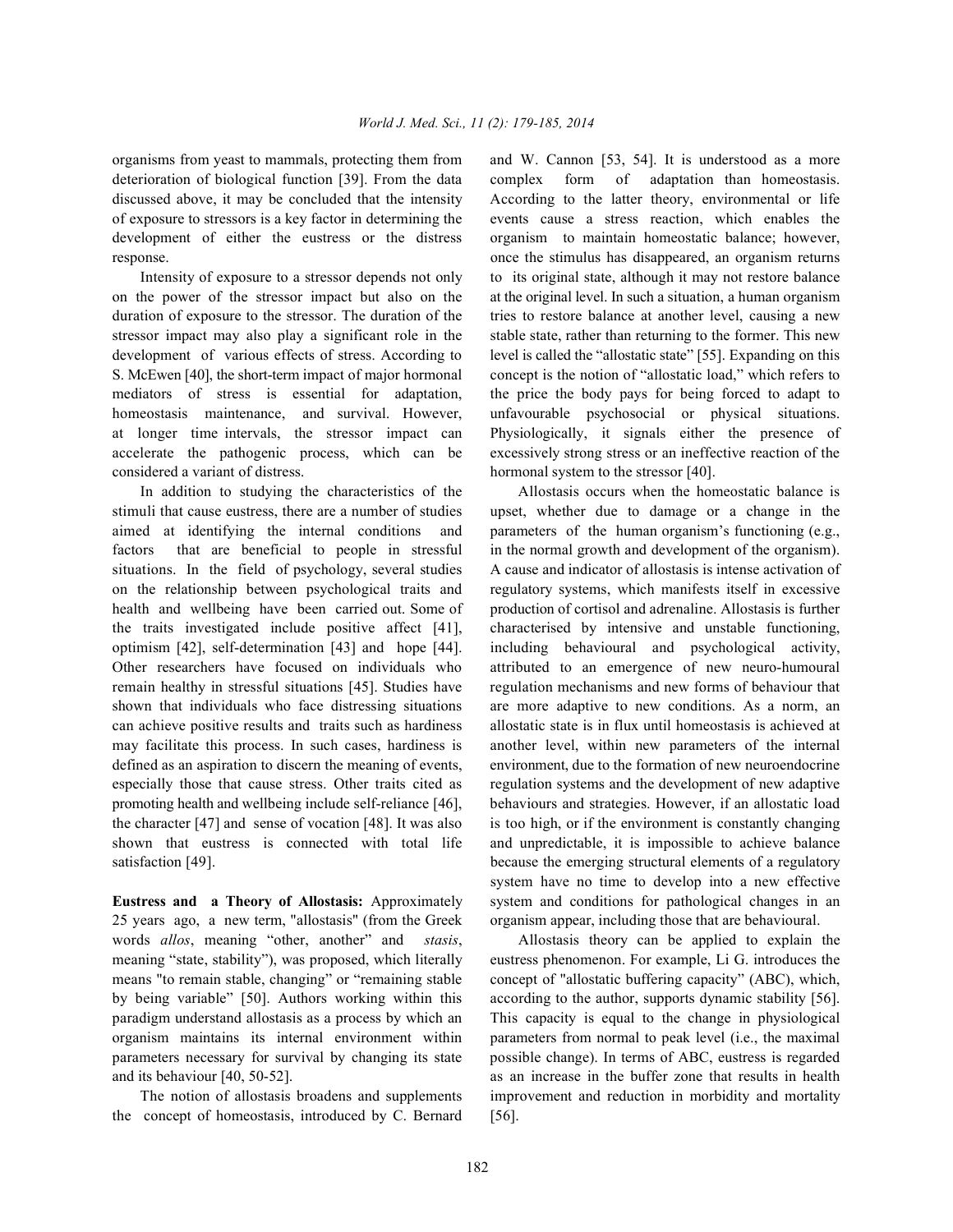organisms from yeast to mammals, protecting them from deterioration of biological function [39]. From the data discussed above, it may be concluded that the intensity of exposure to stressors is a key factor in determining the development of either the eustress or the distress response.

Intensity of exposure to a stressor depends not only on the power of the stressor impact but also on the duration of exposure to the stressor. The duration of the stressor impact may also play a significant role in the development of various effects of stress. According to S. McEwen [40], the short-term impact of major hormonal mediators of stress is essential for adaptation, homeostasis maintenance, and survival. However, at longer time intervals, the stressor impact can accelerate the pathogenic process, which can be considered a variant of distress.

In addition to studying the characteristics of the stimuli that cause eustress, there are a number of studies aimed at identifying the internal conditions and factors that are beneficial to people in stressful situations. In the field of psychology, several studies on the relationship between psychological traits and health and wellbeing have been carried out. Some of the traits investigated include positive affect [41], optimism [42], self-determination [43] and hope [44]. Other researchers have focused on individuals who remain healthy in stressful situations [45]. Studies have shown that individuals who face distressing situations can achieve positive results and traits such as hardiness may facilitate this process. In such cases, hardiness is defined as an aspiration to discern the meaning of events, especially those that cause stress. Other traits cited as promoting health and wellbeing include self-reliance [46], the character [47] and sense of vocation [48]. It was also shown that eustress is connected with total life satisfaction [49].

**Eustress and a Theory of Allostasis:** Approximately 25 years ago, a new term, "allostasis" (from the Greek words *allos*, meaning "other, another" and *stasis*, meaning "state, stability"), was proposed, which literally means "to remain stable, changing" or "remaining stable by being variable" [50]. Authors working within this paradigm understand allostasis as a process by which an organism maintains its internal environment within parameters necessary for survival by changing its state and its behaviour [40, 50-52].

The notion of allostasis broadens and supplements the concept of homeostasis, introduced by C. Bernard and W. Cannon [53, 54]. It is understood as a more complex form of adaptation than homeostasis. According to the latter theory, environmental or life events cause a stress reaction, which enables the organism to maintain homeostatic balance; however, once the stimulus has disappeared, an organism returns to its original state, although it may not restore balance at the original level. In such a situation, a human organism tries to restore balance at another level, causing a new stable state, rather than returning to the former. This new level is called the "allostatic state" [55]. Expanding on this concept is the notion of "allostatic load," which refers to the price the body pays for being forced to adapt to unfavourable psychosocial or physical situations. Physiologically, it signals either the presence of excessively strong stress or an ineffective reaction of the hormonal system to the stressor [40].

Allostasis occurs when the homeostatic balance is upset, whether due to damage or a change in the parameters of the human organism's functioning (e.g., in the normal growth and development of the organism). A cause and indicator of allostasis is intense activation of regulatory systems, which manifests itself in excessive production of cortisol and adrenaline. Allostasis is further characterised by intensive and unstable functioning, including behavioural and psychological activity, attributed to an emergence of new neuro-humoural regulation mechanisms and new forms of behaviour that are more adaptive to new conditions. As a norm, an allostatic state is in flux until homeostasis is achieved at another level, within new parameters of the internal environment, due to the formation of new neuroendocrine regulation systems and the development of new adaptive behaviours and strategies. However, if an allostatic load is too high, or if the environment is constantly changing and unpredictable, it is impossible to achieve balance because the emerging structural elements of a regulatory system have no time to develop into a new effective system and conditions for pathological changes in an organism appear, including those that are behavioural.

Allostasis theory can be applied to explain the eustress phenomenon. For example, Li G. introduces the concept of "allostatic buffering capacity" (ABC), which, according to the author, supports dynamic stability [56]. This capacity is equal to the change in physiological parameters from normal to peak level (i.e., the maximal possible change). In terms of ABC, eustress is regarded as an increase in the buffer zone that results in health improvement and reduction in morbidity and mortality [56].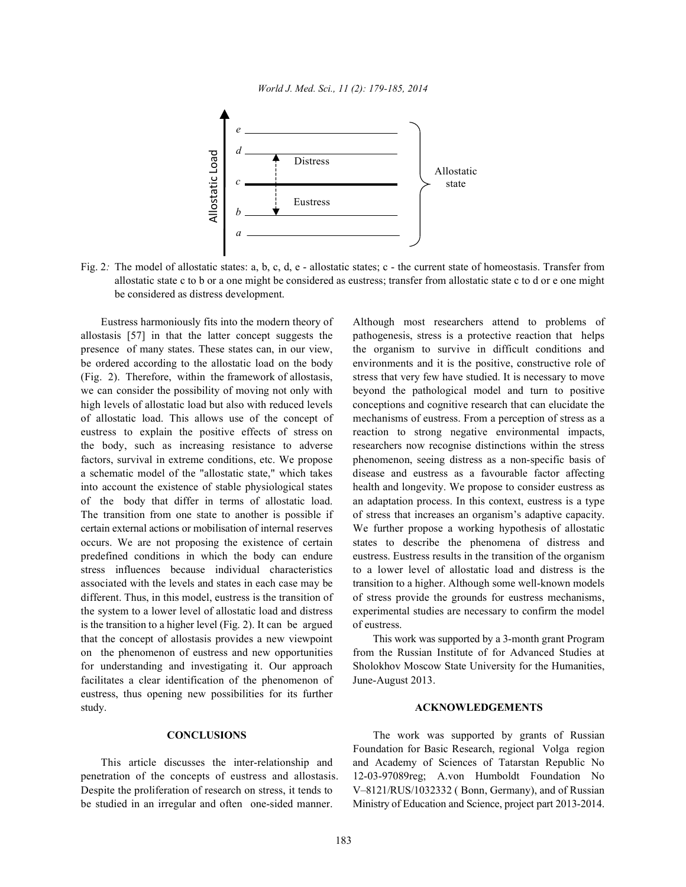Fig. 2: The model of allostatic states: a, b, c, d, e - allostatic states; c - the current state of homeostasis. Transfer from allostatic state c to b or a one might be considered as eustress; transfer from allostatic state c to d or e one might be considered as distress development.

Eustress harmoniously fits into the modern theory of allostasis [57] in that the latter concept suggests the presence of many states. These states can, in our view, be ordered according to the allostatic load on the body (Fig. 2). Therefore, within the framework of allostasis, we can consider the possibility of moving not only with high levels of allostatic load but also with reduced levels of allostatic load. This allows use of the concept of eustress to explain the positive effects of stress on the body, such as increasing resistance to adverse factors, survival in extreme conditions, etc. We propose a schematic model of the "allostatic state," which takes into account the existence of stable physiological states of the body that differ in terms of allostatic load. The transition from one state to another is possible if certain external actions or mobilisation of internal reserves occurs. We are not proposing the existence of certain predefined conditions in which the body can endure stress influences because individual characteristics associated with the levels and states in each case may be different. Thus, in this model, eustress is the transition of the system to a lower level of allostatic load and distress is the transition to a higher level (Fig. 2). It can be argued that the concept of allostasis provides a new viewpoint on the phenomenon of eustress and new opportunities for understanding and investigating it. Our approach facilitates a clear identification of the phenomenon of eustress, thus opening new possibilities for its further study.

## CONCLUSIONS

This article discusses the inter-relationship and penetration of the concepts of eustress and allostasis. Despite the proliferation of research on stress, it tends to be studied in an irregular and often one-sided manner. Although most researchers attend to problems of pathogenesis, stress is a protective reaction that helps the organism to survive in difficult conditions and environments and it is the positive, constructive role of stress that very few have studied. It is necessary to move beyond the pathological model and turn to positive conceptions and cognitive research that can elucidate the mechanisms of eustress. From a perception of stress as a reaction to strong negative environmental impacts, researchers now recognise distinctions within the stress phenomenon, seeing distress as a non-specific basis of disease and eustress as a favourable factor affecting health and longevity. We propose to consider eustress as an adaptation process. In this context, eustress is a type of stress that increases an organism's adaptive capacity. We further propose a working hypothesis of allostatic states to describe the phenomena of distress and eustress. Eustress results in the transition of the organism to a lower level of allostatic load and distress is the transition to a higher. Although some well-known models of stress provide the grounds for eustress mechanisms, experimental studies are necessary to confirm the model of eustress.

This work was supported by a 3-month grant Program from the Russian Institute of for Advanced Studies at Sholokhov Moscow State University for the Humanities, June-August 2013.

## ACKNOWLEDGEMENTS

The work was supported by grants of Russian Foundation for Basic Research, regional Volga region and Academy of Sciences of Tatarstan Republic No 12-03-97089reg; A.von Humboldt Foundation No V–8121/RUS/1032332 ( Bonn, Germany), and of Russian Ministry of Education and Science, project part 2013-2014.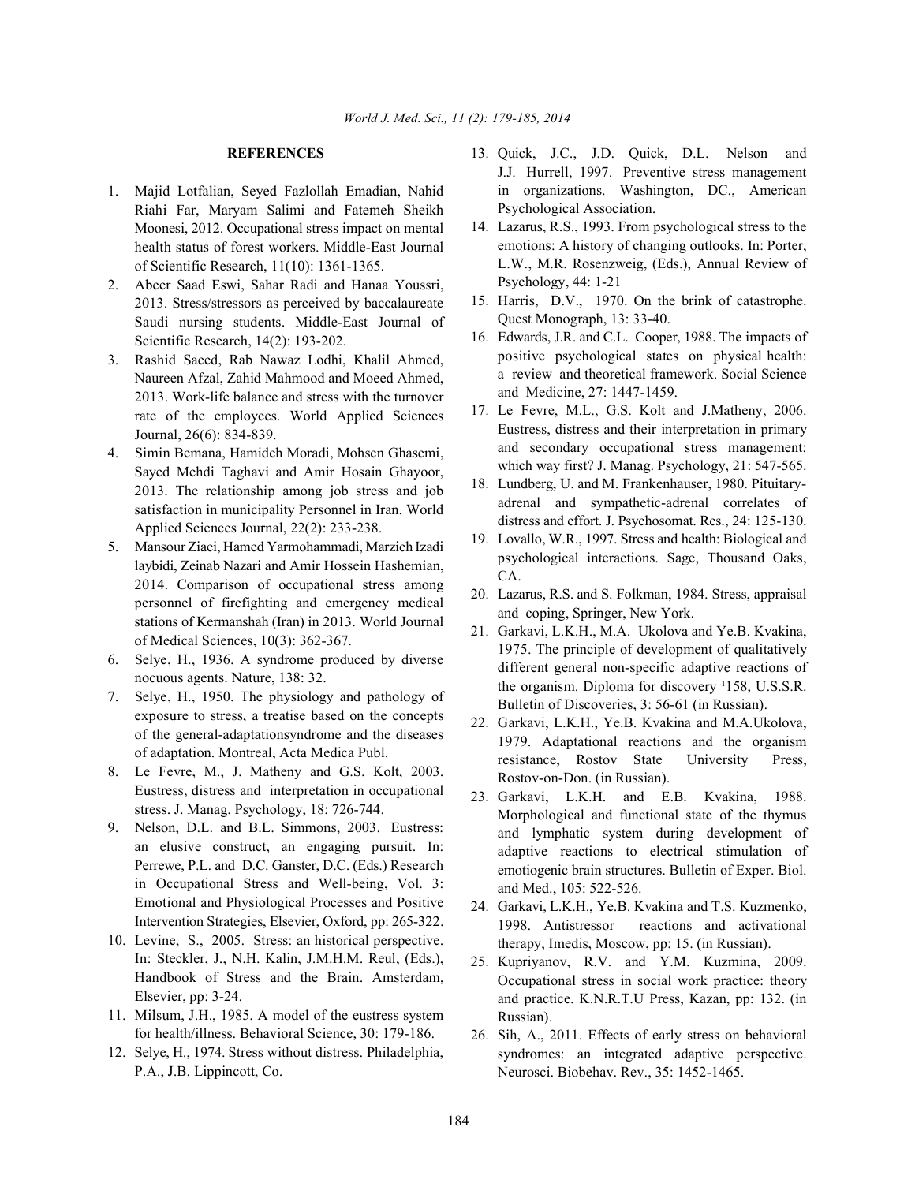## REFERENCES

1. Majid Lotfalian, Seyed Fazlollah Emadian, Nahid Riahi Far, Maryam Salimi and Fatemeh Sheikh Moonesi, 2012. Occupational stress impact on mental health status of forest workers. Middle-East Journal of Scientific Research, 11(10): 1361-1365.
2. Abeer Saad Eswi, Sahar Radi and Hanaa Youssri, 2013. Stress/stressors as perceived by baccalaureate Saudi nursing students. Middle-East Journal of Scientific Research, 14(2): 193-202.
3. Rashid Saeed, Rab Nawaz Lodhi, Khalil Ahmed, Naureen Afzal, Zahid Mahmood and Moeed Ahmed, 2013. Work-life balance and stress with the turnover rate of the employees. World Applied Sciences Journal, 26(6): 834-839.
4. Simin Bemana, Hamideh Moradi, Mohsen Ghasemi, Sayed Mehdi Taghavi and Amir Hosain Ghayoor, 2013. The relationship among job stress and job satisfaction in municipality Personnel in Iran. World Applied Sciences Journal, 22(2): 233-238.
5. Mansour Ziaei, Hamed Yarmohammadi, Marzieh Izadi laybidi, Zeinab Nazari and Amir Hossein Hashemian, 2014. Comparison of occupational stress among personnel of firefighting and emergency medical stations of Kermanshah (Iran) in 2013. World Journal of Medical Sciences, 10(3): 362-367.
6. Selye, H., 1936. A syndrome produced by diverse nocuous agents. Nature, 138: 32.
7. Selye, H., 1950. The physiology and pathology of exposure to stress, a treatise based on the concepts of the general-adaptationsyndrome and the diseases of adaptation. Montreal, Acta Medica Publ.
8. Le Fevre, M., J. Matheny and G.S. Kolt, 2003. Eustress, distress and interpretation in occupational stress. J. Manag. Psychology, 18: 726-744.
9. Nelson, D.L. and B.L. Simmons, 2003. Eustress: an elusive construct, an engaging pursuit. In: Perrewe, P.L. and D.C. Ganster, D.C. (Eds.) Research in Occupational Stress and Well-being, Vol. 3: Emotional and Physiological Processes and Positive Intervention Strategies, Elsevier, Oxford, pp: 265-322.
10. Levine, S., 2005. Stress: an historical perspective. In: Steckler, J., N.H. Kalin, J.M.H.M. Reul, (Eds.), Handbook of Stress and the Brain. Amsterdam, Elsevier, pp: 3-24.
11. Milsum, J.H., 1985. A model of the eustress system for health/illness. Behavioral Science, 30: 179-186.
12. Selye, H., 1974. Stress without distress. Philadelphia, P.A., J.B. Lippincott, Co.
13. Quick, J.C., J.D. Quick, D.L. Nelson and J.J. Hurrell, 1997. Preventive stress management in organizations. Washington, DC., American Psychological Association.
14. Lazarus, R.S., 1993. From psychological stress to the emotions: A history of changing outlooks. In: Porter, L.W., M.R. Rosenzweig, (Eds.), Annual Review of Psychology, 44: 1-21
15. Harris, D.V., 1970. On the brink of catastrophe. Quest Monograph, 13: 33-40.
16. Edwards, J.R. and C.L. Cooper, 1988. The impacts of positive psychological states on physical health: a review and theoretical framework. Social Science and Medicine, 27: 1447-1459.
17. Le Fevre, M.L., G.S. Kolt and J.Matheny, 2006. Eustress, distress and their interpretation in primary and secondary occupational stress management: which way first? J. Manag. Psychology, 21: 547-565.
18. Lundberg, U. and M. Frankenhauser, 1980. Pituitary-adrenal and sympathetic-adrenal correlates of distress and effort. J. Psychosomat. Res., 24: 125-130.
19. Lovallo, W.R., 1997. Stress and health: Biological and psychological interactions. Sage, Thousand Oaks, CA.
20. Lazarus, R.S. and S. Folkman, 1984. Stress, appraisal and coping, Springer, New York.
21. Garkavi, L.K.H., M.A. Ukolova and Ye.B. Kvakina, 1975. The principle of development of qualitatively different general non-specific adaptive reactions of the organism. Diploma for discovery ¹158, U.S.S.R. Bulletin of Discoveries, 3: 56-61 (in Russian).
22. Garkavi, L.K.H., Ye.B. Kvakina and M.A.Ukolova, 1979. Adaptational reactions and the organism resistance, Rostov State University Press, Rostov-on-Don. (in Russian).
23. Garkavi, L.K.H. and E.B. Kvakina, 1988. Morphological and functional state of the thymus and lymphatic system during development of adaptive reactions to electrical stimulation of emotiogenic brain structures. Bulletin of Exper. Biol. and Med., 105: 522-526.
24. Garkavi, L.K.H., Ye.B. Kvakina and T.S. Kuzmenko, 1998. Antistressor reactions and activational therapy, Imedis, Moscow, pp: 15. (in Russian).
25. Kupriyanov, R.V. and Y.M. Kuzmina, 2009. Occupational stress in social work practice: theory and practice. K.N.R.T.U Press, Kazan, pp: 132. (in Russian).
26. Sih, A., 2011. Effects of early stress on behavioral syndromes: an integrated adaptive perspective. Neurosci. Biobehav. Rev., 35: 1452-1465.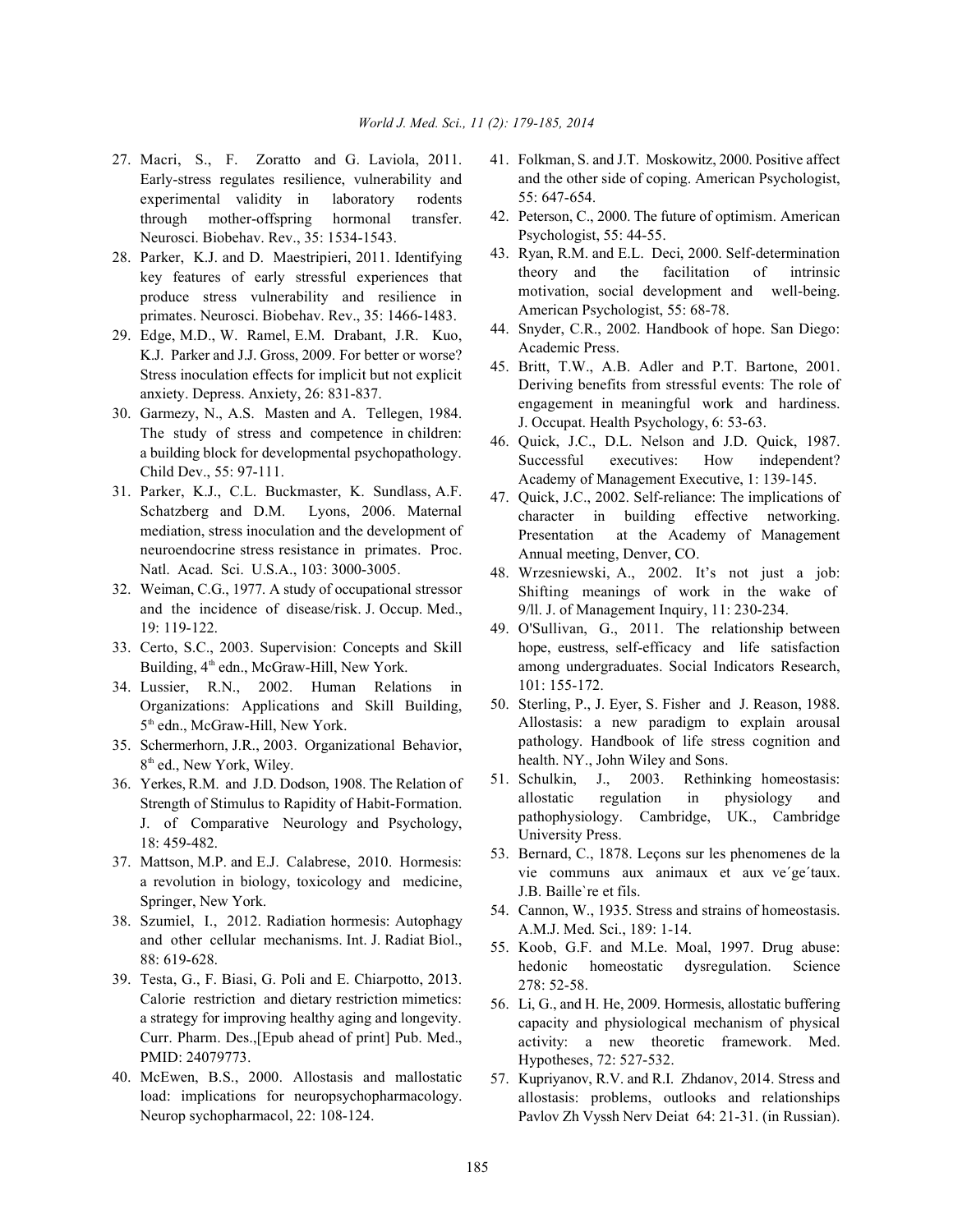27. Macri, S., F. Zoratto and G. Laviola, 2011. Early-stress regulates resilience, vulnerability and experimental validity in laboratory rodents through mother-offspring hormonal transfer. Neurosci. Biobehav. Rev., 35: 1534-1543.
28. Parker, K.J. and D. Maestripieri, 2011. Identifying key features of early stressful experiences that produce stress vulnerability and resilience in primates. Neurosci. Biobehav. Rev., 35: 1466-1483.
29. Edge, M.D., W. Ramel, E.M. Drabant, J.R. Kuo, K.J. Parker and J.J. Gross, 2009. For better or worse? Stress inoculation effects for implicit but not explicit anxiety. Depress. Anxiety, 26: 831-837.
30. Garmezy, N., A.S. Masten and A. Tellegen, 1984. The study of stress and competence in children: a building block for developmental psychopathology. Child Dev., 55: 97-111.
31. Parker, K.J., C.L. Buckmaster, K. Sundlass, A.F. Schatzberg and D.M. Lyons, 2006. Maternal mediation, stress inoculation and the development of neuroendocrine stress resistance in primates. Proc. Natl. Acad. Sci. U.S.A., 103: 3000-3005.
32. Weiman, C.G., 1977. A study of occupational stressor and the incidence of disease/risk. J. Occup. Med., 19: 119-122.
33. Certo, S.C., 2003. Supervision: Concepts and Skill Building, 4th edn., McGraw-Hill, New York.
34. Lussier, R.N., 2002. Human Relations in Organizations: Applications and Skill Building, 5th edn., McGraw-Hill, New York.
35. Schermerhorn, J.R., 2003. Organizational Behavior, 8th ed., New York, Wiley.
36. Yerkes, R.M. and J.D. Dodson, 1908. The Relation of Strength of Stimulus to Rapidity of Habit-Formation. J. of Comparative Neurology and Psychology, 18: 459-482.
37. Mattson, M.P. and E.J. Calabrese, 2010. Hormesis: a revolution in biology, toxicology and medicine, Springer, New York.
38. Szumiel, I., 2012. Radiation hormesis: Autophagy and other cellular mechanisms. Int. J. Radiat Biol., 88: 619-628.
39. Testa, G., F. Biasi, G. Poli and E. Chiarpotto, 2013. Calorie restriction and dietary restriction mimetics: a strategy for improving healthy aging and longevity. Curr. Pharm. Des.,[Epub ahead of print] Pub. Med., PMID: 24079773.
40. McEwen, B.S., 2000. Allostasis and mallostatic load: implications for neuropsychopharmacology. Neurop sychopharmacol, 22: 108-124.
41. Folkman, S. and J.T. Moskowitz, 2000. Positive affect and the other side of coping. American Psychologist, 55: 647-654.
42. Peterson, C., 2000. The future of optimism. American Psychologist, 55: 44-55.
43. Ryan, R.M. and E.L. Deci, 2000. Self-determination theory and the facilitation of intrinsic motivation, social development and well-being. American Psychologist, 55: 68-78.
44. Snyder, C.R., 2002. Handbook of hope. San Diego: Academic Press.
45. Britt, T.W., A.B. Adler and P.T. Bartone, 2001. Deriving benefits from stressful events: The role of engagement in meaningful work and hardiness. J. Occupat. Health Psychology, 6: 53-63.
46. Quick, J.C., D.L. Nelson and J.D. Quick, 1987. Successful executives: How independent? Academy of Management Executive, 1: 139-145.
47. Quick, J.C., 2002. Self-reliance: The implications of character in building effective networking. Presentation at the Academy of Management Annual meeting, Denver, CO.
48. Wrzesniewski, A., 2002. It's not just a job: Shifting meanings of work in the wake of 9/ll. J. of Management Inquiry, 11: 230-234.
49. O'Sullivan, G., 2011. The relationship between hope, eustress, self-efficacy and life satisfaction among undergraduates. Social Indicators Research, 101: 155-172.
50. Sterling, P., J. Eyer, S. Fisher and J. Reason, 1988. Allostasis: a new paradigm to explain arousal pathology. Handbook of life stress cognition and health. NY., John Wiley and Sons.
51. Schulkin, J., 2003. Rethinking homeostasis: allostatic regulation in physiology and pathophysiology. Cambridge, UK., Cambridge University Press.
53. Bernard, C., 1878. Leçons sur les phenomenes de la vie communs aux animaux et aux ve´ge´taux. J.B. Baille`re et fils.
54. Cannon, W., 1935. Stress and strains of homeostasis. A.M.J. Med. Sci., 189: 1-14.
55. Koob, G.F. and M.Le. Moal, 1997. Drug abuse: hedonic homeostatic dysregulation. Science 278: 52-58.
56. Li, G., and H. He, 2009. Hormesis, allostatic buffering capacity and physiological mechanism of physical activity: a new theoretic framework. Med. Hypotheses, 72: 527-532.
57. Kupriyanov, R.V. and R.I. Zhdanov, 2014. Stress and allostasis: problems, outlooks and relationships Pavlov Zh Vyssh Nerv Deiat 64: 21-31. (in Russian).